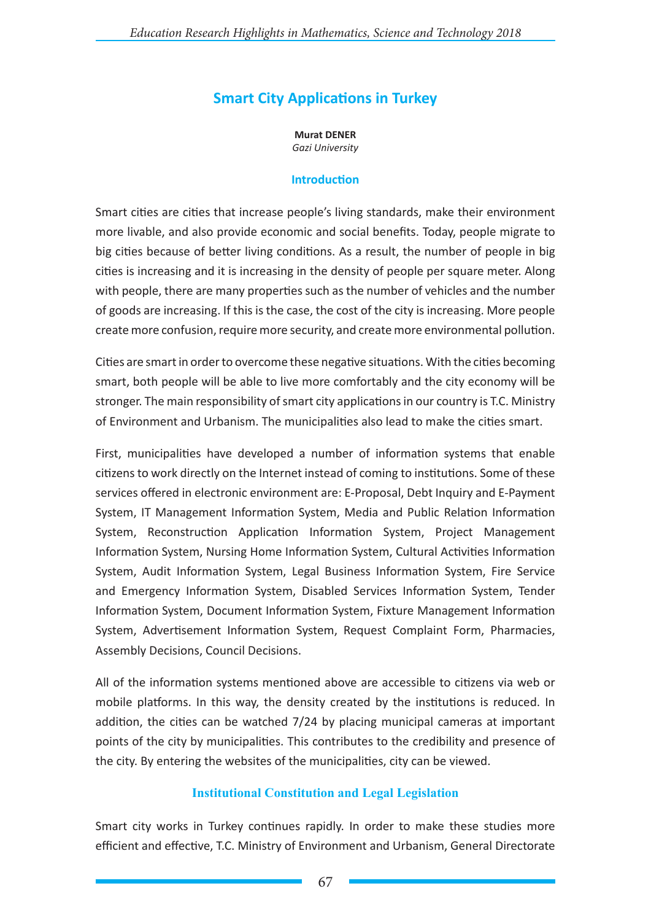# Smart City Applications in Turkey

**Murat DENER**
*Gazi University*

## Introduction

Smart cities are cities that increase people's living standards, make their environment more livable, and also provide economic and social benefits. Today, people migrate to big cities because of better living conditions. As a result, the number of people in big cities is increasing and it is increasing in the density of people per square meter. Along with people, there are many properties such as the number of vehicles and the number of goods are increasing. If this is the case, the cost of the city is increasing. More people create more confusion, require more security, and create more environmental pollution.

Cities are smart in order to overcome these negative situations. With the cities becoming smart, both people will be able to live more comfortably and the city economy will be stronger. The main responsibility of smart city applications in our country is T.C. Ministry of Environment and Urbanism. The municipalities also lead to make the cities smart.

First, municipalities have developed a number of information systems that enable citizens to work directly on the Internet instead of coming to institutions. Some of these services offered in electronic environment are: E-Proposal, Debt Inquiry and E-Payment System, IT Management Information System, Media and Public Relation Information System, Reconstruction Application Information System, Project Management Information System, Nursing Home Information System, Cultural Activities Information System, Audit Information System, Legal Business Information System, Fire Service and Emergency Information System, Disabled Services Information System, Tender Information System, Document Information System, Fixture Management Information System, Advertisement Information System, Request Complaint Form, Pharmacies, Assembly Decisions, Council Decisions.

All of the information systems mentioned above are accessible to citizens via web or mobile platforms. In this way, the density created by the institutions is reduced. In addition, the cities can be watched 7/24 by placing municipal cameras at important points of the city by municipalities. This contributes to the credibility and presence of the city. By entering the websites of the municipalities, city can be viewed.

## Institutional Constitution and Legal Legislation

Smart city works in Turkey continues rapidly. In order to make these studies more efficient and effective, T.C. Ministry of Environment and Urbanism, General Directorate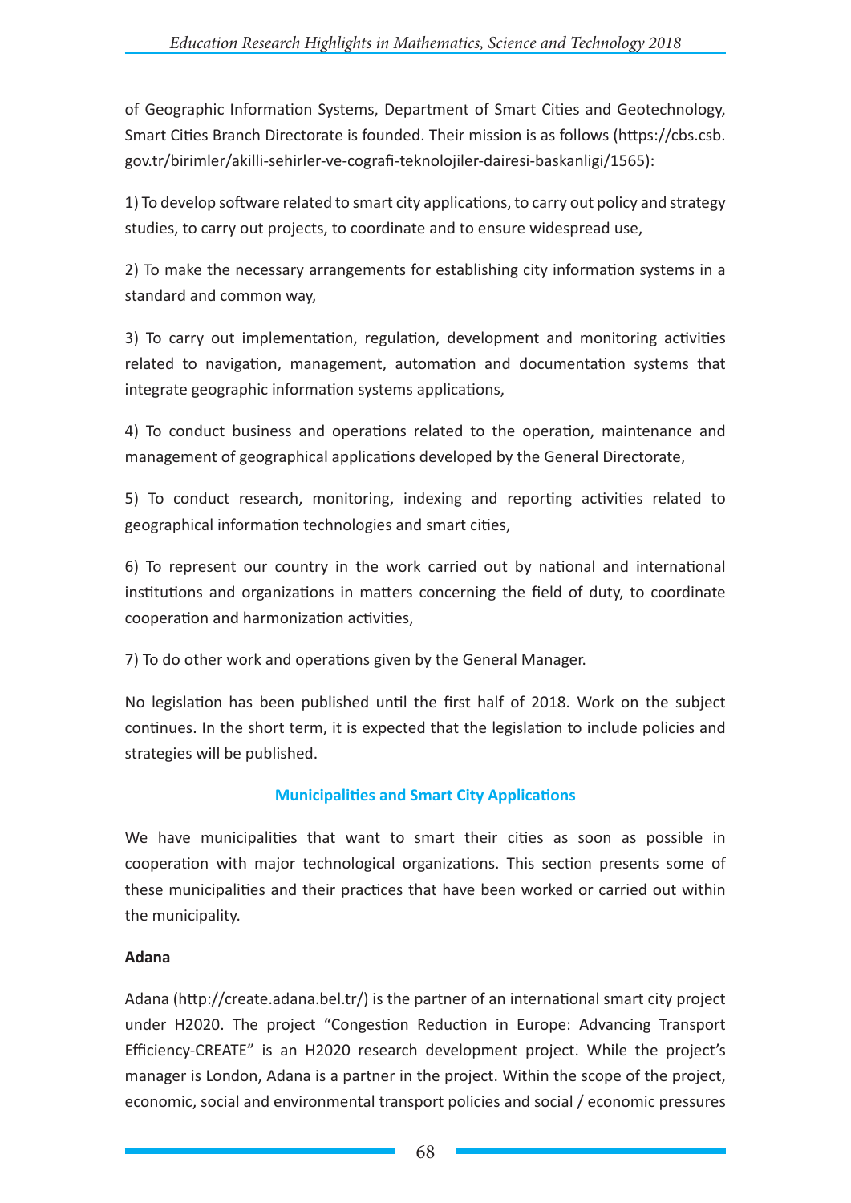of Geographic Information Systems, Department of Smart Cities and Geotechnology, Smart Cities Branch Directorate is founded. Their mission is as follows (https://cbs.csb.gov.tr/birimler/akilli-sehirler-ve-cografi-teknolojiler-dairesi-baskanligi/1565):

1) To develop software related to smart city applications, to carry out policy and strategy studies, to carry out projects, to coordinate and to ensure widespread use,

2) To make the necessary arrangements for establishing city information systems in a standard and common way,

3) To carry out implementation, regulation, development and monitoring activities related to navigation, management, automation and documentation systems that integrate geographic information systems applications,

4) To conduct business and operations related to the operation, maintenance and management of geographical applications developed by the General Directorate,

5) To conduct research, monitoring, indexing and reporting activities related to geographical information technologies and smart cities,

6) To represent our country in the work carried out by national and international institutions and organizations in matters concerning the field of duty, to coordinate cooperation and harmonization activities,

7) To do other work and operations given by the General Manager.

No legislation has been published until the first half of 2018. Work on the subject continues. In the short term, it is expected that the legislation to include policies and strategies will be published.

## Municipalities and Smart City Applications

We have municipalities that want to smart their cities as soon as possible in cooperation with major technological organizations. This section presents some of these municipalities and their practices that have been worked or carried out within the municipality.

**Adana**

Adana (http://create.adana.bel.tr/) is the partner of an international smart city project under H2020. The project "Congestion Reduction in Europe: Advancing Transport Efficiency-CREATE" is an H2020 research development project. While the project's manager is London, Adana is a partner in the project. Within the scope of the project, economic, social and environmental transport policies and social / economic pressures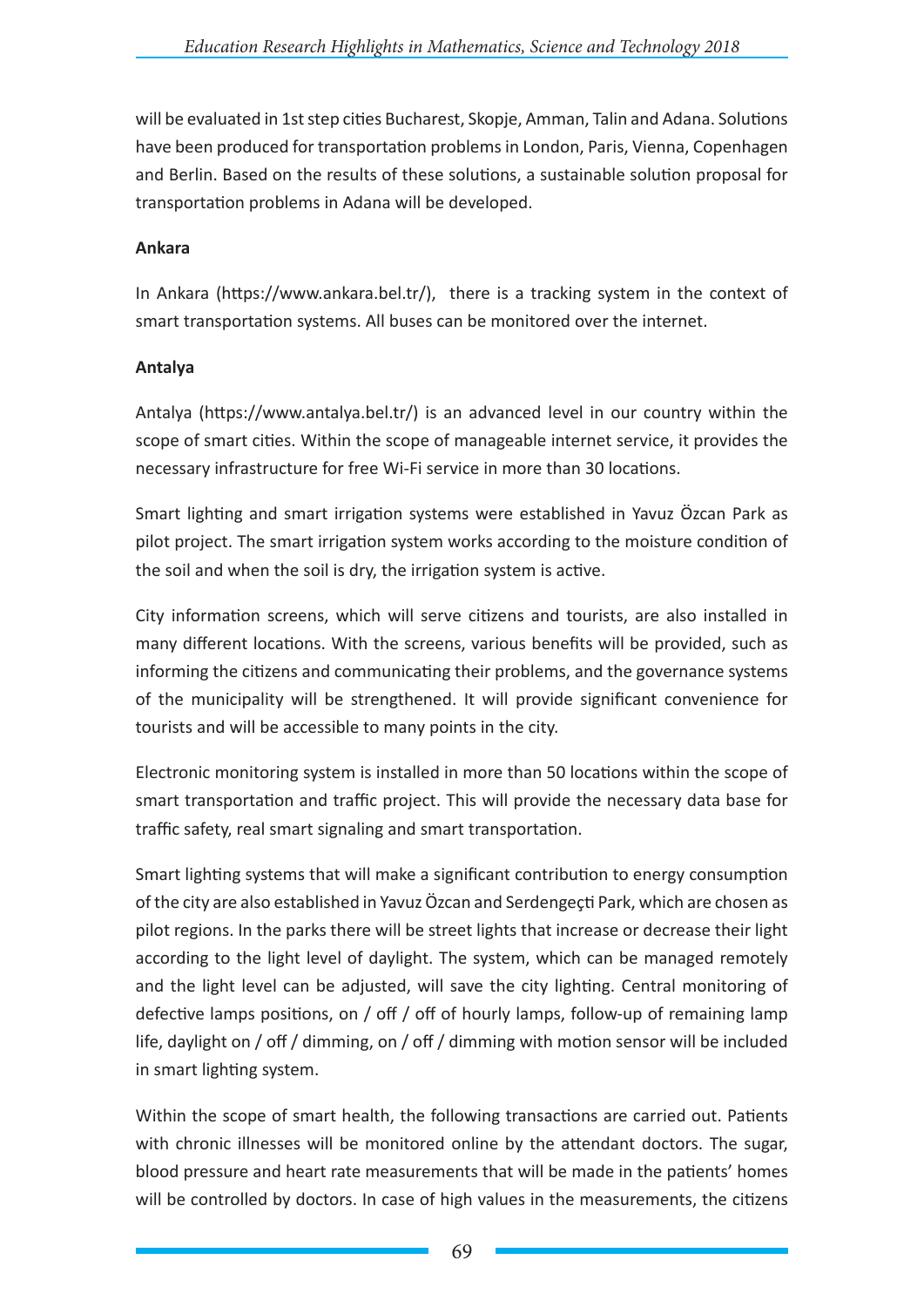will be evaluated in 1st step cities Bucharest, Skopje, Amman, Talin and Adana. Solutions have been produced for transportation problems in London, Paris, Vienna, Copenhagen and Berlin. Based on the results of these solutions, a sustainable solution proposal for transportation problems in Adana will be developed.

**Ankara**

In Ankara (https://www.ankara.bel.tr/), there is a tracking system in the context of smart transportation systems. All buses can be monitored over the internet.

**Antalya**

Antalya (https://www.antalya.bel.tr/) is an advanced level in our country within the scope of smart cities. Within the scope of manageable internet service, it provides the necessary infrastructure for free Wi-Fi service in more than 30 locations.

Smart lighting and smart irrigation systems were established in Yavuz Özcan Park as pilot project. The smart irrigation system works according to the moisture condition of the soil and when the soil is dry, the irrigation system is active.

City information screens, which will serve citizens and tourists, are also installed in many different locations. With the screens, various benefits will be provided, such as informing the citizens and communicating their problems, and the governance systems of the municipality will be strengthened. It will provide significant convenience for tourists and will be accessible to many points in the city.

Electronic monitoring system is installed in more than 50 locations within the scope of smart transportation and traffic project. This will provide the necessary data base for traffic safety, real smart signaling and smart transportation.

Smart lighting systems that will make a significant contribution to energy consumption of the city are also established in Yavuz Özcan and Serdengeçti Park, which are chosen as pilot regions. In the parks there will be street lights that increase or decrease their light according to the light level of daylight. The system, which can be managed remotely and the light level can be adjusted, will save the city lighting. Central monitoring of defective lamps positions, on / off / off of hourly lamps, follow-up of remaining lamp life, daylight on / off / dimming, on / off / dimming with motion sensor will be included in smart lighting system.

Within the scope of smart health, the following transactions are carried out. Patients with chronic illnesses will be monitored online by the attendant doctors. The sugar, blood pressure and heart rate measurements that will be made in the patients' homes will be controlled by doctors. In case of high values in the measurements, the citizens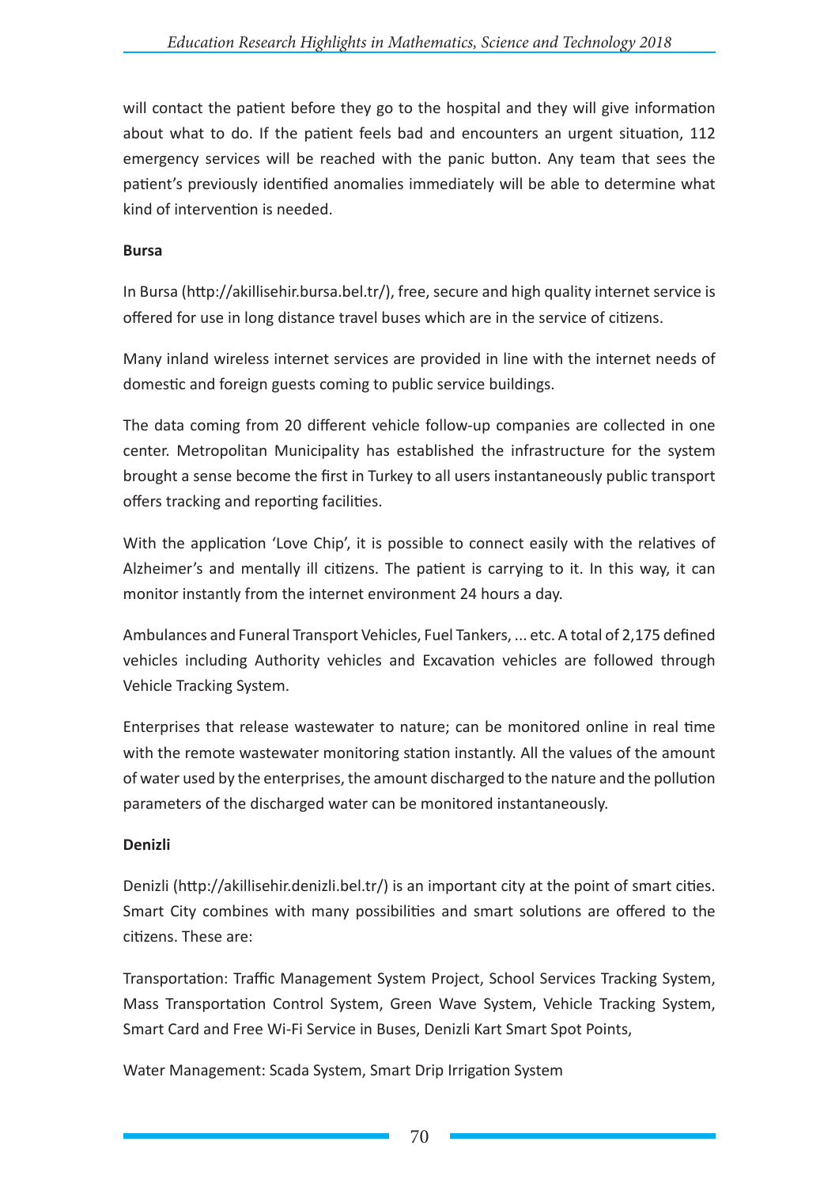will contact the patient before they go to the hospital and they will give information about what to do. If the patient feels bad and encounters an urgent situation, 112 emergency services will be reached with the panic button. Any team that sees the patient's previously identified anomalies immediately will be able to determine what kind of intervention is needed.

**Bursa**

In Bursa (http://akillisehir.bursa.bel.tr/), free, secure and high quality internet service is offered for use in long distance travel buses which are in the service of citizens.

Many inland wireless internet services are provided in line with the internet needs of domestic and foreign guests coming to public service buildings.

The data coming from 20 different vehicle follow-up companies are collected in one center. Metropolitan Municipality has established the infrastructure for the system brought a sense become the first in Turkey to all users instantaneously public transport offers tracking and reporting facilities.

With the application 'Love Chip', it is possible to connect easily with the relatives of Alzheimer's and mentally ill citizens. The patient is carrying to it. In this way, it can monitor instantly from the internet environment 24 hours a day.

Ambulances and Funeral Transport Vehicles, Fuel Tankers, ... etc. A total of 2,175 defined vehicles including Authority vehicles and Excavation vehicles are followed through Vehicle Tracking System.

Enterprises that release wastewater to nature; can be monitored online in real time with the remote wastewater monitoring station instantly. All the values of the amount of water used by the enterprises, the amount discharged to the nature and the pollution parameters of the discharged water can be monitored instantaneously.

**Denizli**

Denizli (http://akillisehir.denizli.bel.tr/) is an important city at the point of smart cities. Smart City combines with many possibilities and smart solutions are offered to the citizens. These are:

Transportation: Traffic Management System Project, School Services Tracking System, Mass Transportation Control System, Green Wave System, Vehicle Tracking System, Smart Card and Free Wi-Fi Service in Buses, Denizli Kart Smart Spot Points,

Water Management: Scada System, Smart Drip Irrigation System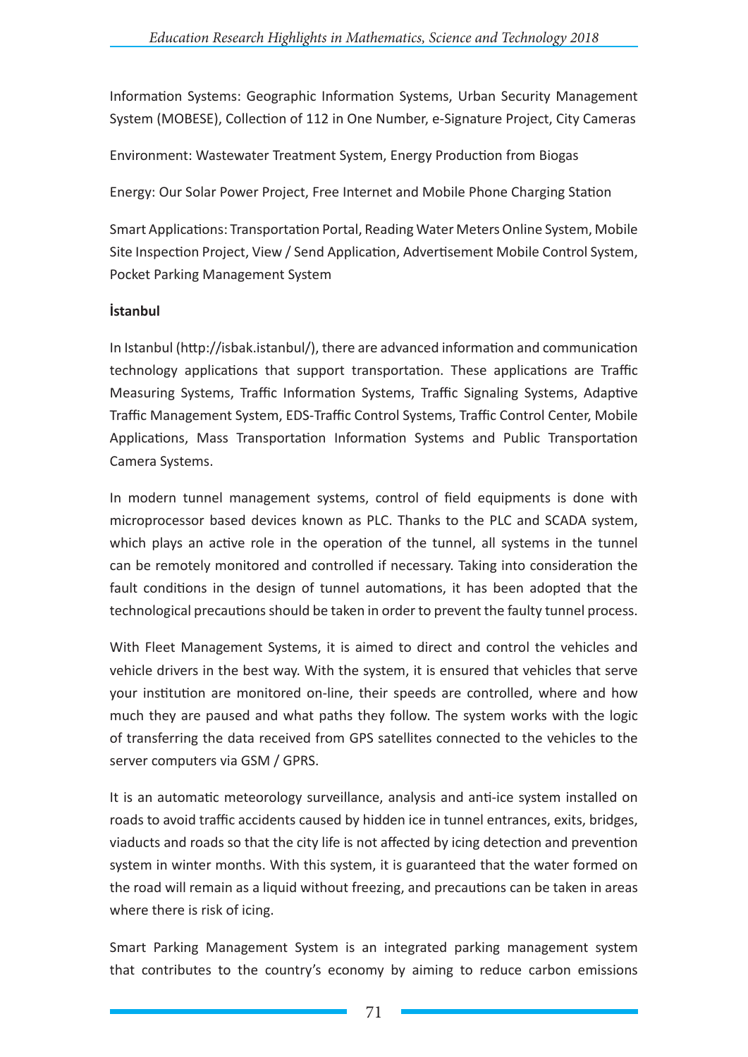Information Systems: Geographic Information Systems, Urban Security Management System (MOBESE), Collection of 112 in One Number, e-Signature Project, City Cameras

Environment: Wastewater Treatment System, Energy Production from Biogas

Energy: Our Solar Power Project, Free Internet and Mobile Phone Charging Station

Smart Applications: Transportation Portal, Reading Water Meters Online System, Mobile Site Inspection Project, View / Send Application, Advertisement Mobile Control System, Pocket Parking Management System

**İstanbul**

In Istanbul (http://isbak.istanbul/), there are advanced information and communication technology applications that support transportation. These applications are Traffic Measuring Systems, Traffic Information Systems, Traffic Signaling Systems, Adaptive Traffic Management System, EDS-Traffic Control Systems, Traffic Control Center, Mobile Applications, Mass Transportation Information Systems and Public Transportation Camera Systems.

In modern tunnel management systems, control of field equipments is done with microprocessor based devices known as PLC. Thanks to the PLC and SCADA system, which plays an active role in the operation of the tunnel, all systems in the tunnel can be remotely monitored and controlled if necessary. Taking into consideration the fault conditions in the design of tunnel automations, it has been adopted that the technological precautions should be taken in order to prevent the faulty tunnel process.

With Fleet Management Systems, it is aimed to direct and control the vehicles and vehicle drivers in the best way. With the system, it is ensured that vehicles that serve your institution are monitored on-line, their speeds are controlled, where and how much they are paused and what paths they follow. The system works with the logic of transferring the data received from GPS satellites connected to the vehicles to the server computers via GSM / GPRS.

It is an automatic meteorology surveillance, analysis and anti-ice system installed on roads to avoid traffic accidents caused by hidden ice in tunnel entrances, exits, bridges, viaducts and roads so that the city life is not affected by icing detection and prevention system in winter months. With this system, it is guaranteed that the water formed on the road will remain as a liquid without freezing, and precautions can be taken in areas where there is risk of icing.

Smart Parking Management System is an integrated parking management system that contributes to the country's economy by aiming to reduce carbon emissions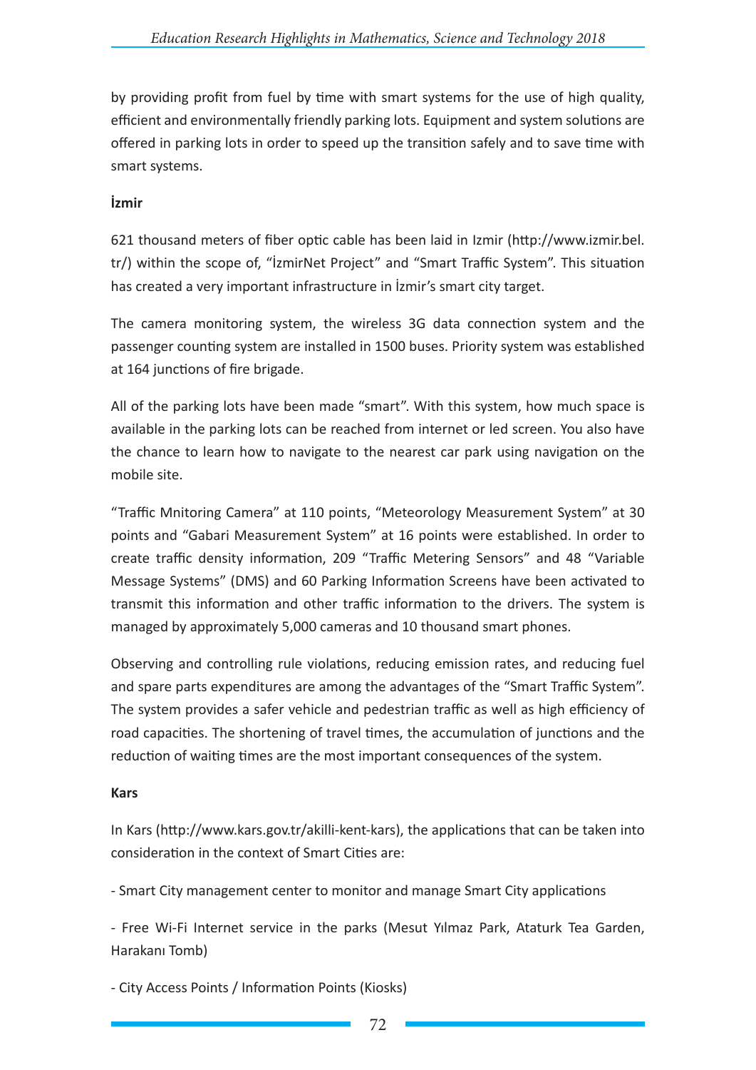by providing profit from fuel by time with smart systems for the use of high quality, efficient and environmentally friendly parking lots. Equipment and system solutions are offered in parking lots in order to speed up the transition safely and to save time with smart systems.

**İzmir**

621 thousand meters of fiber optic cable has been laid in Izmir (http://www.izmir.bel.tr/) within the scope of, "İzmirNet Project" and "Smart Traffic System". This situation has created a very important infrastructure in İzmir's smart city target.

The camera monitoring system, the wireless 3G data connection system and the passenger counting system are installed in 1500 buses. Priority system was established at 164 junctions of fire brigade.

All of the parking lots have been made "smart". With this system, how much space is available in the parking lots can be reached from internet or led screen. You also have the chance to learn how to navigate to the nearest car park using navigation on the mobile site.

"Traffic Mnitoring Camera" at 110 points, "Meteorology Measurement System" at 30 points and "Gabari Measurement System" at 16 points were established. In order to create traffic density information, 209 "Traffic Metering Sensors" and 48 "Variable Message Systems" (DMS) and 60 Parking Information Screens have been activated to transmit this information and other traffic information to the drivers. The system is managed by approximately 5,000 cameras and 10 thousand smart phones.

Observing and controlling rule violations, reducing emission rates, and reducing fuel and spare parts expenditures are among the advantages of the "Smart Traffic System". The system provides a safer vehicle and pedestrian traffic as well as high efficiency of road capacities. The shortening of travel times, the accumulation of junctions and the reduction of waiting times are the most important consequences of the system.

**Kars**

In Kars (http://www.kars.gov.tr/akilli-kent-kars), the applications that can be taken into consideration in the context of Smart Cities are:

- Smart City management center to monitor and manage Smart City applications

- Free Wi-Fi Internet service in the parks (Mesut Yılmaz Park, Ataturk Tea Garden, Harakanı Tomb)

- City Access Points / Information Points (Kiosks)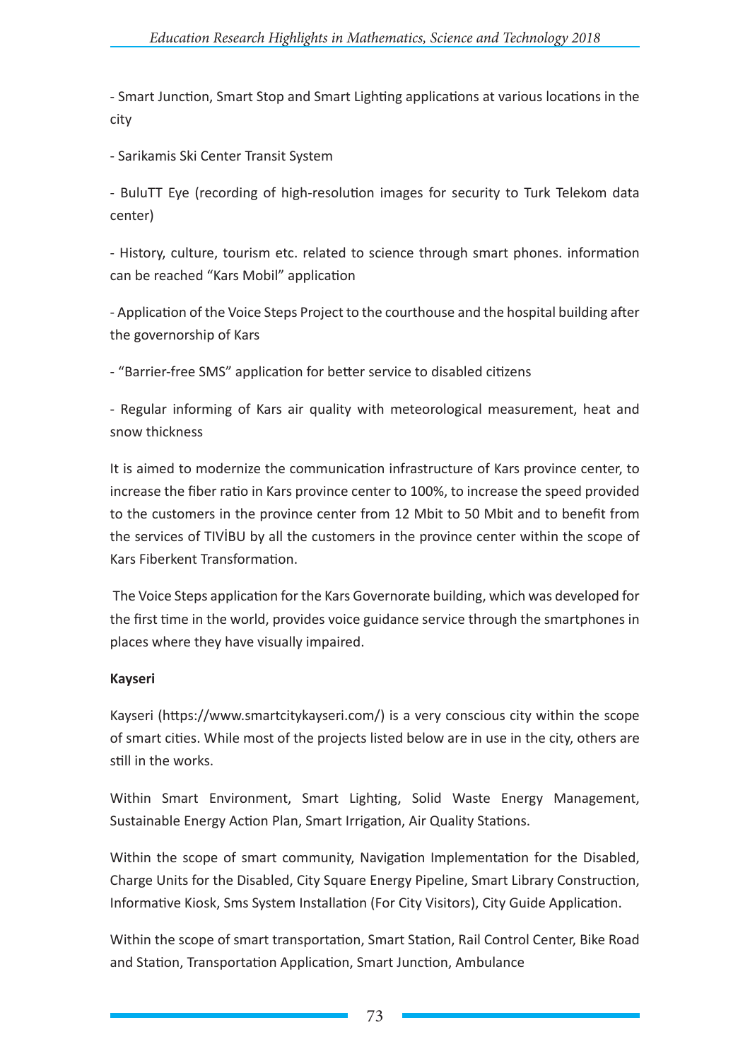- Smart Junction, Smart Stop and Smart Lighting applications at various locations in the city

- Sarikamis Ski Center Transit System

- BuluTT Eye (recording of high-resolution images for security to Turk Telekom data center)

- History, culture, tourism etc. related to science through smart phones. information can be reached "Kars Mobil" application

- Application of the Voice Steps Project to the courthouse and the hospital building after the governorship of Kars

- "Barrier-free SMS" application for better service to disabled citizens

- Regular informing of Kars air quality with meteorological measurement, heat and snow thickness

It is aimed to modernize the communication infrastructure of Kars province center, to increase the fiber ratio in Kars province center to 100%, to increase the speed provided to the customers in the province center from 12 Mbit to 50 Mbit and to benefit from the services of TIVİBU by all the customers in the province center within the scope of Kars Fiberkent Transformation.

The Voice Steps application for the Kars Governorate building, which was developed for the first time in the world, provides voice guidance service through the smartphones in places where they have visually impaired.

**Kayseri**

Kayseri (https://www.smartcitykayseri.com/) is a very conscious city within the scope of smart cities. While most of the projects listed below are in use in the city, others are still in the works.

Within Smart Environment, Smart Lighting, Solid Waste Energy Management, Sustainable Energy Action Plan, Smart Irrigation, Air Quality Stations.

Within the scope of smart community, Navigation Implementation for the Disabled, Charge Units for the Disabled, City Square Energy Pipeline, Smart Library Construction, Informative Kiosk, Sms System Installation (For City Visitors), City Guide Application.

Within the scope of smart transportation, Smart Station, Rail Control Center, Bike Road and Station, Transportation Application, Smart Junction, Ambulance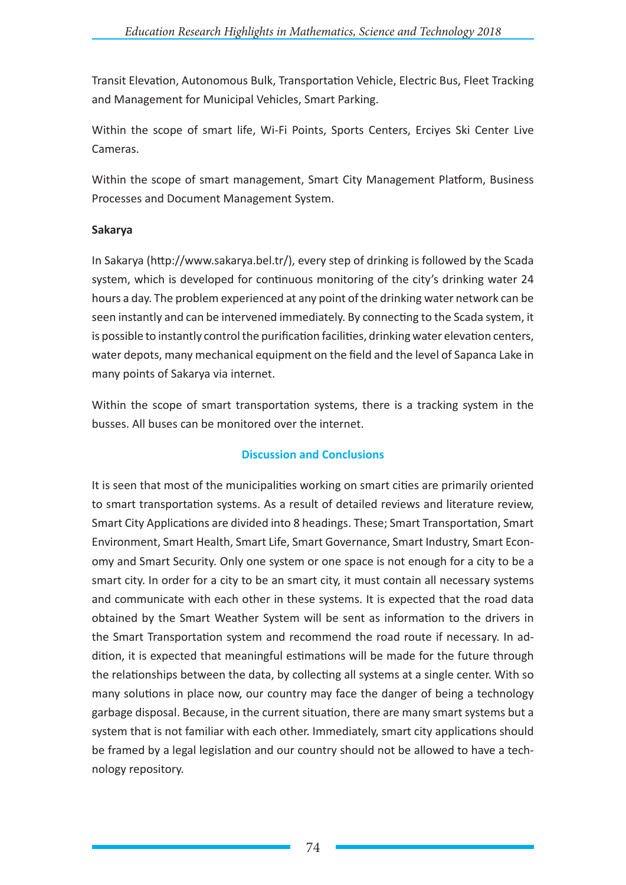Transit Elevation, Autonomous Bulk, Transportation Vehicle, Electric Bus, Fleet Tracking and Management for Municipal Vehicles, Smart Parking.

Within the scope of smart life, Wi-Fi Points, Sports Centers, Erciyes Ski Center Live Cameras.

Within the scope of smart management, Smart City Management Platform, Business Processes and Document Management System.

**Sakarya**

In Sakarya (http://www.sakarya.bel.tr/), every step of drinking is followed by the Scada system, which is developed for continuous monitoring of the city's drinking water 24 hours a day. The problem experienced at any point of the drinking water network can be seen instantly and can be intervened immediately. By connecting to the Scada system, it is possible to instantly control the purification facilities, drinking water elevation centers, water depots, many mechanical equipment on the field and the level of Sapanca Lake in many points of Sakarya via internet.

Within the scope of smart transportation systems, there is a tracking system in the busses. All buses can be monitored over the internet.

## Discussion and Conclusions

It is seen that most of the municipalities working on smart cities are primarily oriented to smart transportation systems. As a result of detailed reviews and literature review, Smart City Applications are divided into 8 headings. These; Smart Transportation, Smart Environment, Smart Health, Smart Life, Smart Governance, Smart Industry, Smart Economy and Smart Security. Only one system or one space is not enough for a city to be a smart city. In order for a city to be an smart city, it must contain all necessary systems and communicate with each other in these systems. It is expected that the road data obtained by the Smart Weather System will be sent as information to the drivers in the Smart Transportation system and recommend the road route if necessary. In addition, it is expected that meaningful estimations will be made for the future through the relationships between the data, by collecting all systems at a single center. With so many solutions in place now, our country may face the danger of being a technology garbage disposal. Because, in the current situation, there are many smart systems but a system that is not familiar with each other. Immediately, smart city applications should be framed by a legal legislation and our country should not be allowed to have a technology repository.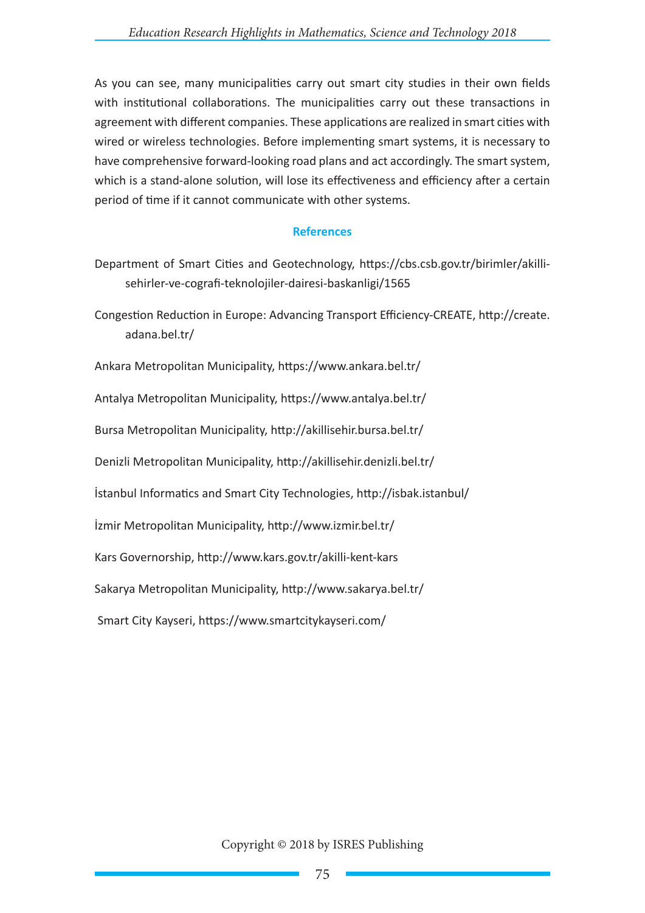As you can see, many municipalities carry out smart city studies in their own fields with institutional collaborations. The municipalities carry out these transactions in agreement with different companies. These applications are realized in smart cities with wired or wireless technologies. Before implementing smart systems, it is necessary to have comprehensive forward-looking road plans and act accordingly. The smart system, which is a stand-alone solution, will lose its effectiveness and efficiency after a certain period of time if it cannot communicate with other systems.

## References

Department of Smart Cities and Geotechnology, https://cbs.csb.gov.tr/birimler/akilli-sehirler-ve-cografi-teknolojiler-dairesi-baskanligi/1565

Congestion Reduction in Europe: Advancing Transport Efficiency-CREATE, http://create.adana.bel.tr/

Ankara Metropolitan Municipality, https://www.ankara.bel.tr/

Antalya Metropolitan Municipality, https://www.antalya.bel.tr/

Bursa Metropolitan Municipality, http://akillisehir.bursa.bel.tr/

Denizli Metropolitan Municipality, http://akillisehir.denizli.bel.tr/

İstanbul Informatics and Smart City Technologies, http://isbak.istanbul/

İzmir Metropolitan Municipality, http://www.izmir.bel.tr/

Kars Governorship, http://www.kars.gov.tr/akilli-kent-kars

Sakarya Metropolitan Municipality, http://www.sakarya.bel.tr/

Smart City Kayseri, https://www.smartcitykayseri.com/